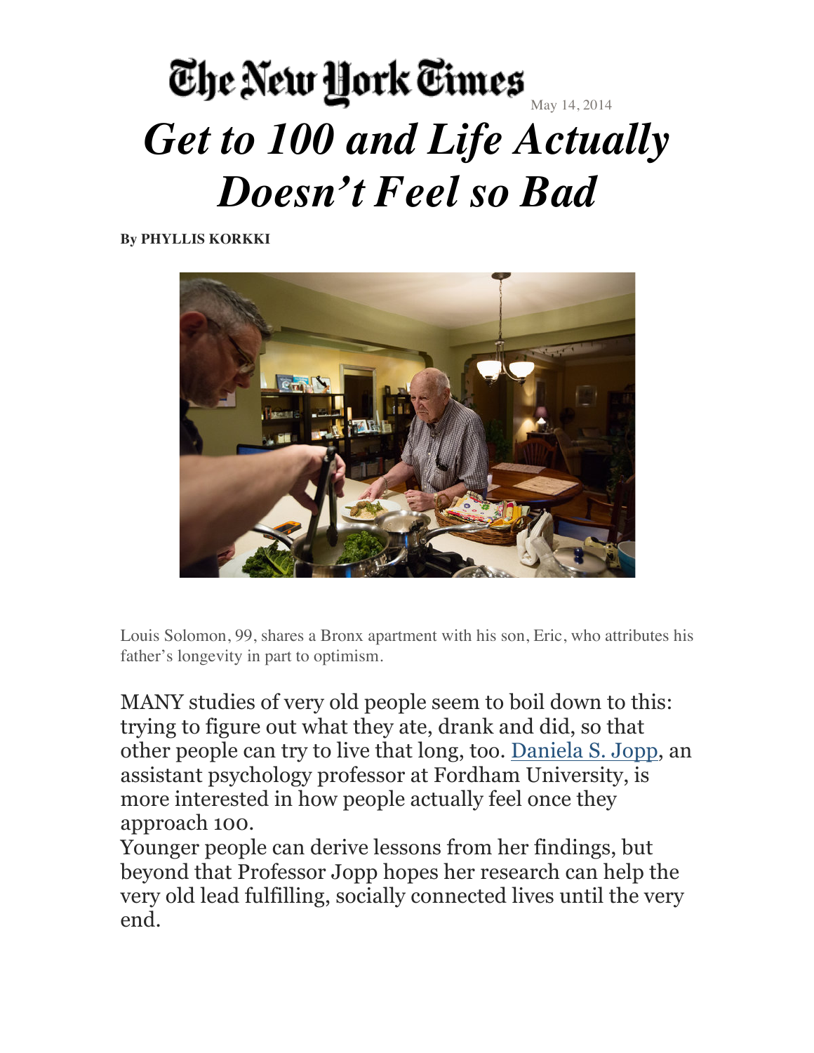The New York Times May 14, 2014

# *Get to 100 and Life Actually Doesn't Feel so Bad*

**By PHYLLIS KORKKI**

Louis Solomon, 99, shares a Bronx apartment with his son, Eric, who attributes his father's longevity in part to optimism.

MANY studies of very old people seem to boil down to this: trying to figure out what they ate, drank and did, so that other people can try to live that long, too. Daniela S. Jopp, an assistant psychology professor at Fordham University, is more interested in how people actually feel once they approach 100.

Younger people can derive lessons from her findings, but beyond that Professor Jopp hopes her research can help the very old lead fulfilling, socially connected lives until the very end.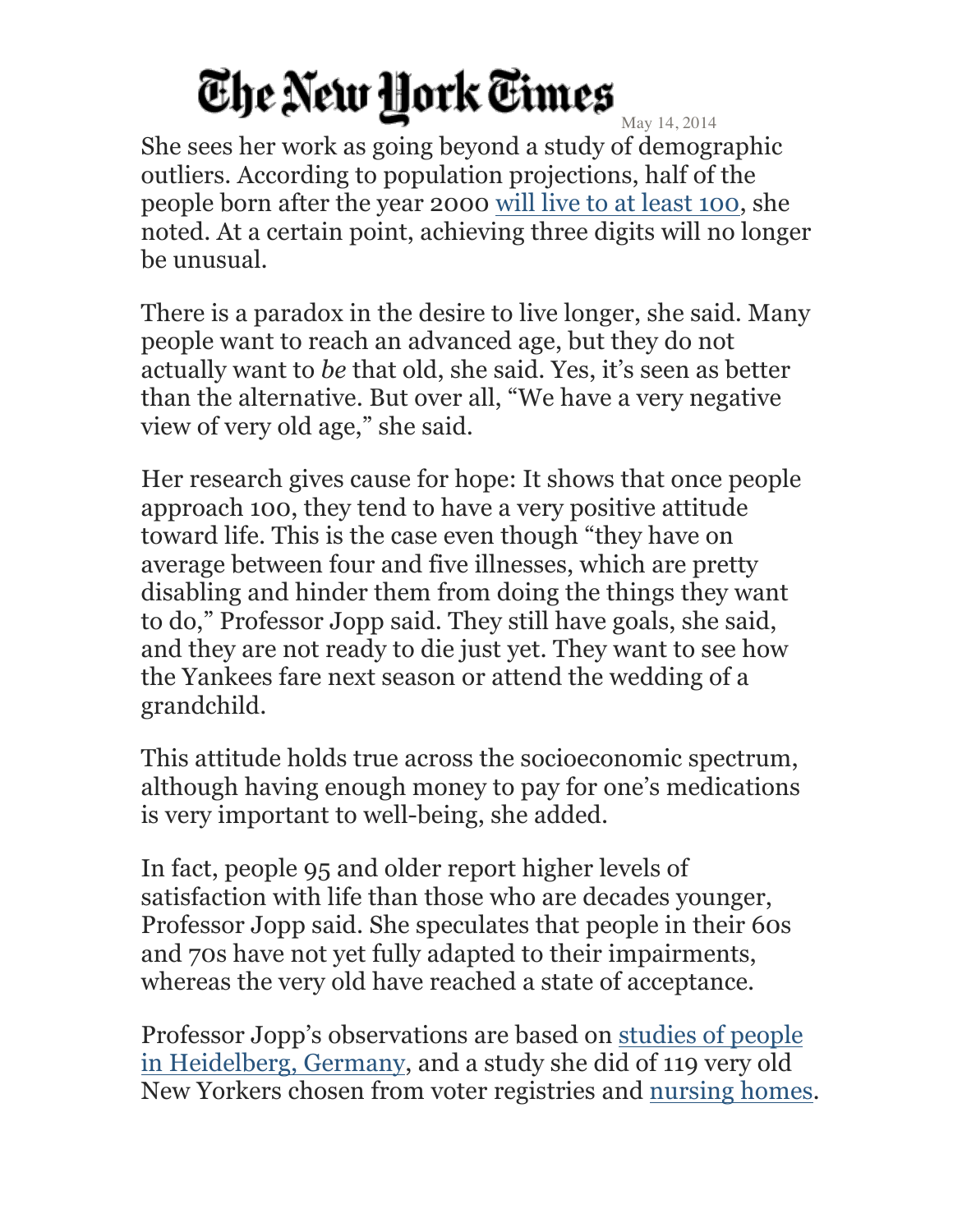She sees her work as going beyond a study of demographic outliers. According to population projections, half of the people born after the year 2000 will live to at least 100, she noted. At a certain point, achieving three digits will no longer be unusual.

There is a paradox in the desire to live longer, she said. Many people want to reach an advanced age, but they do not actually want to *be* that old, she said. Yes, it's seen as better than the alternative. But over all, "We have a very negative view of very old age," she said.

Her research gives cause for hope: It shows that once people approach 100, they tend to have a very positive attitude toward life. This is the case even though "they have on average between four and five illnesses, which are pretty disabling and hinder them from doing the things they want to do," Professor Jopp said. They still have goals, she said, and they are not ready to die just yet. They want to see how the Yankees fare next season or attend the wedding of a grandchild.

This attitude holds true across the socioeconomic spectrum, although having enough money to pay for one's medications is very important to well-being, she added.

In fact, people 95 and older report higher levels of satisfaction with life than those who are decades younger, Professor Jopp said. She speculates that people in their 60s and 70s have not yet fully adapted to their impairments, whereas the very old have reached a state of acceptance.

Professor Jopp's observations are based on studies of people in Heidelberg, Germany, and a study she did of 119 very old New Yorkers chosen from voter registries and nursing homes.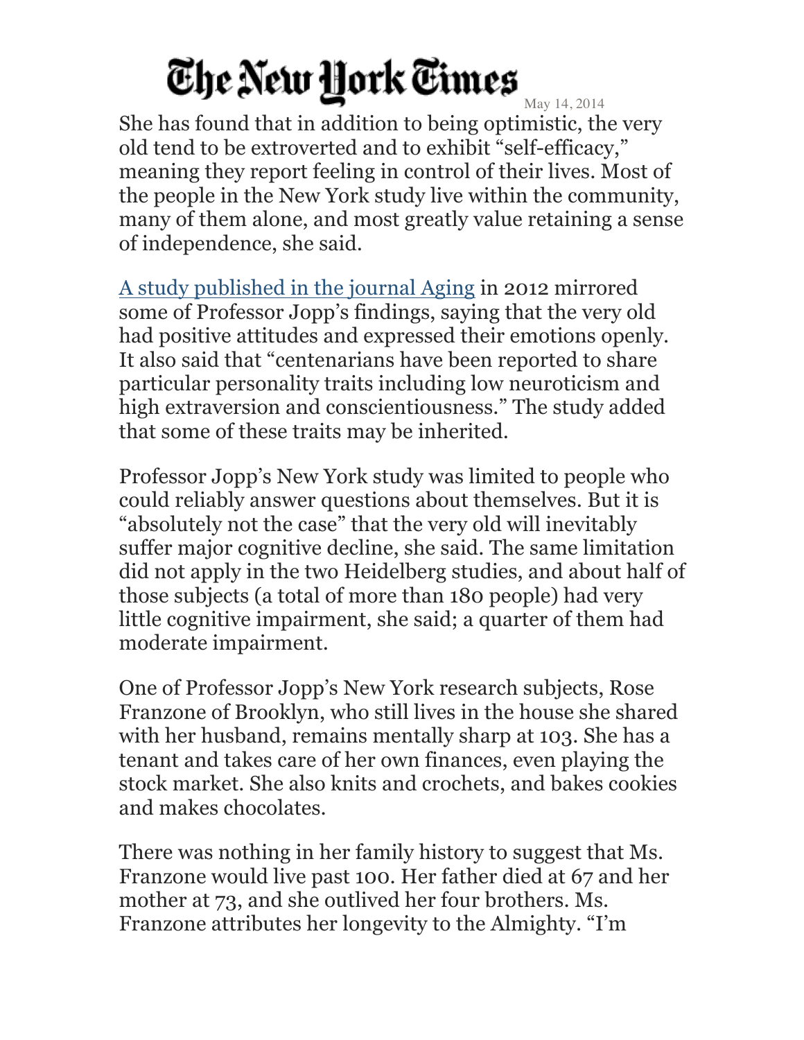She has found that in addition to being optimistic, the very old tend to be extroverted and to exhibit "self-efficacy," meaning they report feeling in control of their lives. Most of the people in the New York study live within the community, many of them alone, and most greatly value retaining a sense of independence, she said.

[A study published in the journal Aging] in 2012 mirrored some of Professor Jopp's findings, saying that the very old had positive attitudes and expressed their emotions openly. It also said that "centenarians have been reported to share particular personality traits including low neuroticism and high extraversion and conscientiousness." The study added that some of these traits may be inherited.

Professor Jopp's New York study was limited to people who could reliably answer questions about themselves. But it is "absolutely not the case" that the very old will inevitably suffer major cognitive decline, she said. The same limitation did not apply in the two Heidelberg studies, and about half of those subjects (a total of more than 180 people) had very little cognitive impairment, she said; a quarter of them had moderate impairment.

One of Professor Jopp's New York research subjects, Rose Franzone of Brooklyn, who still lives in the house she shared with her husband, remains mentally sharp at 103. She has a tenant and takes care of her own finances, even playing the stock market. She also knits and crochets, and bakes cookies and makes chocolates.

There was nothing in her family history to suggest that Ms. Franzone would live past 100. Her father died at 67 and her mother at 73, and she outlived her four brothers. Ms. Franzone attributes her longevity to the Almighty. "I'm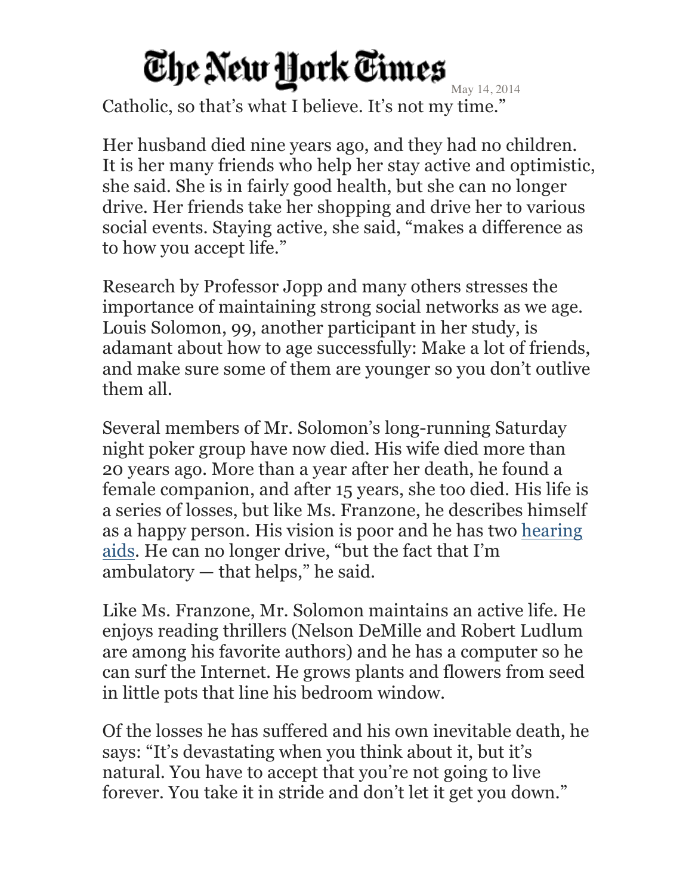Catholic, so that's what I believe. It's not my time."

Her husband died nine years ago, and they had no children. It is her many friends who help her stay active and optimistic, she said. She is in fairly good health, but she can no longer drive. Her friends take her shopping and drive her to various social events. Staying active, she said, "makes a difference as to how you accept life."

Research by Professor Jopp and many others stresses the importance of maintaining strong social networks as we age. Louis Solomon, 99, another participant in her study, is adamant about how to age successfully: Make a lot of friends, and make sure some of them are younger so you don't outlive them all.

Several members of Mr. Solomon's long-running Saturday night poker group have now died. His wife died more than 20 years ago. More than a year after her death, he found a female companion, and after 15 years, she too died. His life is a series of losses, but like Ms. Franzone, he describes himself as a happy person. His vision is poor and he has two hearing aids. He can no longer drive, "but the fact that I'm ambulatory — that helps," he said.

Like Ms. Franzone, Mr. Solomon maintains an active life. He enjoys reading thrillers (Nelson DeMille and Robert Ludlum are among his favorite authors) and he has a computer so he can surf the Internet. He grows plants and flowers from seed in little pots that line his bedroom window.

Of the losses he has suffered and his own inevitable death, he says: "It's devastating when you think about it, but it's natural. You have to accept that you're not going to live forever. You take it in stride and don't let it get you down."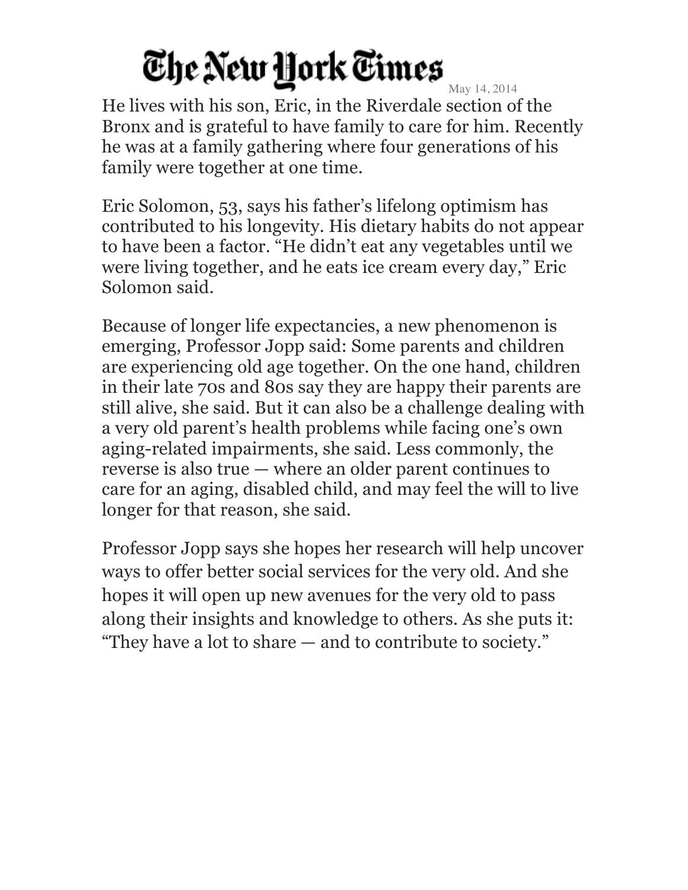He lives with his son, Eric, in the Riverdale section of the Bronx and is grateful to have family to care for him. Recently he was at a family gathering where four generations of his family were together at one time.

Eric Solomon, 53, says his father's lifelong optimism has contributed to his longevity. His dietary habits do not appear to have been a factor. "He didn't eat any vegetables until we were living together, and he eats ice cream every day," Eric Solomon said.

Because of longer life expectancies, a new phenomenon is emerging, Professor Jopp said: Some parents and children are experiencing old age together. On the one hand, children in their late 70s and 80s say they are happy their parents are still alive, she said. But it can also be a challenge dealing with a very old parent's health problems while facing one's own aging-related impairments, she said. Less commonly, the reverse is also true — where an older parent continues to care for an aging, disabled child, and may feel the will to live longer for that reason, she said.

Professor Jopp says she hopes her research will help uncover ways to offer better social services for the very old. And she hopes it will open up new avenues for the very old to pass along their insights and knowledge to others. As she puts it: "They have a lot to share — and to contribute to society."